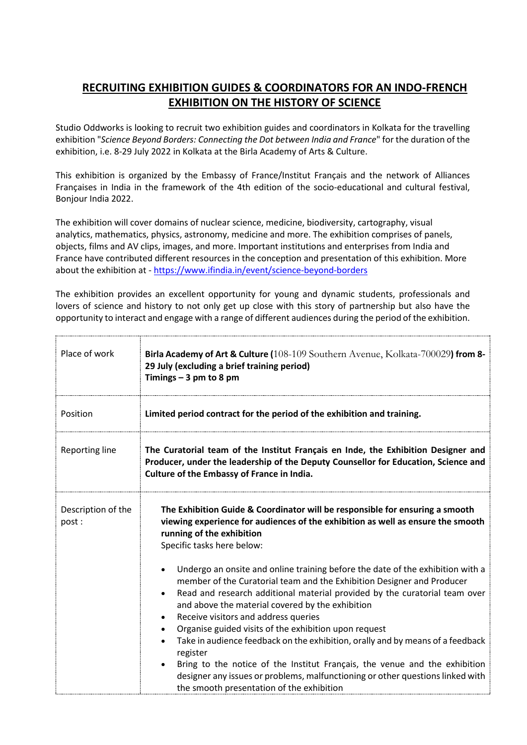# RECRUITING EXHIBITION GUIDES & COORDINATORS FOR AN INDO-FRENCH EXHIBITION ON THE HISTORY OF SCIENCE

Studio Oddworks is looking to recruit two exhibition guides and coordinators in Kolkata for the travelling exhibition "*Science Beyond Borders: Connecting the Dot between India and France*" for the duration of the exhibition, i.e. 8-29 July 2022 in Kolkata at the Birla Academy of Arts & Culture.

This exhibition is organized by the Embassy of France/Institut Français and the network of Alliances Françaises in India in the framework of the 4th edition of the socio-educational and cultural festival, Bonjour India 2022.

The exhibition will cover domains of nuclear science, medicine, biodiversity, cartography, visual analytics, mathematics, physics, astronomy, medicine and more. The exhibition comprises of panels, objects, films and AV clips, images, and more. Important institutions and enterprises from India and France have contributed different resources in the conception and presentation of this exhibition. More about the exhibition at - https://www.ifindia.in/event/science-beyond-borders

The exhibition provides an excellent opportunity for young and dynamic students, professionals and lovers of science and history to not only get up close with this story of partnership but also have the opportunity to interact and engage with a range of different audiences during the period of the exhibition.

| | |
|---|---|
| Place of work | **Birla Academy of Art & Culture (**108-109 Southern Avenue, Kolkata-700029**) from 8-29 July (excluding a brief training period)**<br>**Timings – 3 pm to 8 pm** |
| Position | **Limited period contract for the period of the exhibition and training.** |
| Reporting line | **The Curatorial team of the Institut Français en Inde, the Exhibition Designer and Producer, under the leadership of the Deputy Counsellor for Education, Science and Culture of the Embassy of France in India.** |
| Description of the post : | **The Exhibition Guide & Coordinator will be responsible for ensuring a smooth viewing experience for audiences of the exhibition as well as ensure the smooth running of the exhibition**<br>Specific tasks here below:<br>• Undergo an onsite and online training before the date of the exhibition with a member of the Curatorial team and the Exhibition Designer and Producer<br>• Read and research additional material provided by the curatorial team over and above the material covered by the exhibition<br>• Receive visitors and address queries<br>• Organise guided visits of the exhibition upon request<br>• Take in audience feedback on the exhibition, orally and by means of a feedback register<br>• Bring to the notice of the Institut Français, the venue and the exhibition designer any issues or problems, malfunctioning or other questions linked with the smooth presentation of the exhibition |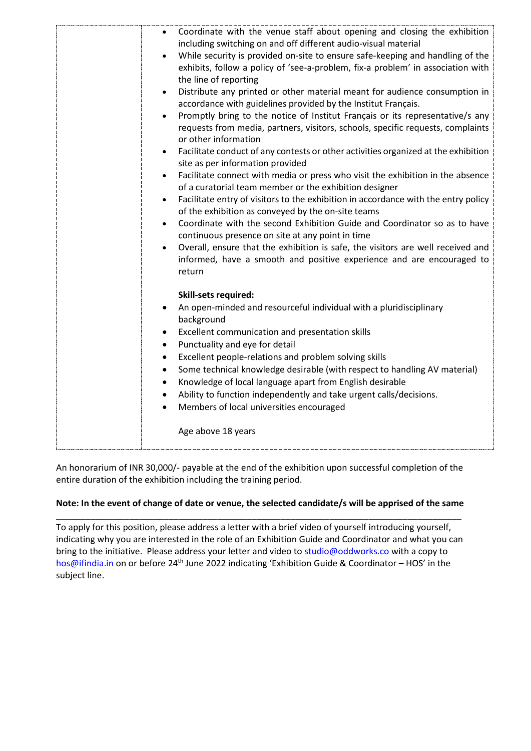| | |
|---|---|
| | • Coordinate with the venue staff about opening and closing the exhibition including switching on and off different audio-visual material<br>• While security is provided on-site to ensure safe-keeping and handling of the exhibits, follow a policy of 'see-a-problem, fix-a problem' in association with the line of reporting<br>• Distribute any printed or other material meant for audience consumption in accordance with guidelines provided by the Institut Français.<br>• Promptly bring to the notice of Institut Français or its representative/s any requests from media, partners, visitors, schools, specific requests, complaints or other information<br>• Facilitate conduct of any contests or other activities organized at the exhibition site as per information provided<br>• Facilitate connect with media or press who visit the exhibition in the absence of a curatorial team member or the exhibition designer<br>• Facilitate entry of visitors to the exhibition in accordance with the entry policy of the exhibition as conveyed by the on-site teams<br>• Coordinate with the second Exhibition Guide and Coordinator so as to have continuous presence on site at any point in time<br>• Overall, ensure that the exhibition is safe, the visitors are well received and informed, have a smooth and positive experience and are encouraged to return<br><br>**Skill-sets required:**<br>• An open-minded and resourceful individual with a pluridisciplinary background<br>• Excellent communication and presentation skills<br>• Punctuality and eye for detail<br>• Excellent people-relations and problem solving skills<br>• Some technical knowledge desirable (with respect to handling AV material)<br>• Knowledge of local language apart from English desirable<br>• Ability to function independently and take urgent calls/decisions.<br>• Members of local universities encouraged<br><br>Age above 18 years |

An honorarium of INR 30,000/- payable at the end of the exhibition upon successful completion of the entire duration of the exhibition including the training period.

**Note: In the event of change of date or venue, the selected candidate/s will be apprised of the same**

---

To apply for this position, please address a letter with a brief video of yourself introducing yourself, indicating why you are interested in the role of an Exhibition Guide and Coordinator and what you can bring to the initiative. Please address your letter and video to studio@oddworks.co with a copy to hos@ifindia.in on or before 24th June 2022 indicating 'Exhibition Guide & Coordinator – HOS' in the subject line.